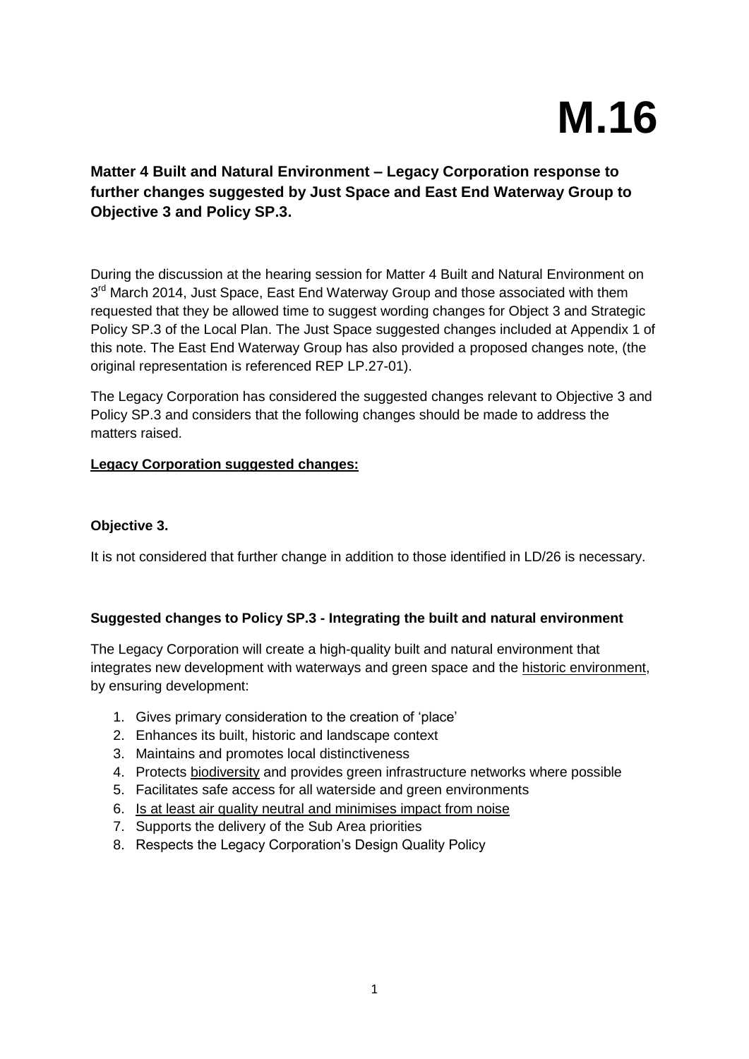# M.16

**Matter 4 Built and Natural Environment – Legacy Corporation response to further changes suggested by Just Space and East End Waterway Group to Objective 3 and Policy SP.3.**

During the discussion at the hearing session for Matter 4 Built and Natural Environment on 3rd March 2014, Just Space, East End Waterway Group and those associated with them requested that they be allowed time to suggest wording changes for Object 3 and Strategic Policy SP.3 of the Local Plan. The Just Space suggested changes included at Appendix 1 of this note. The East End Waterway Group has also provided a proposed changes note, (the original representation is referenced REP LP.27-01).

The Legacy Corporation has considered the suggested changes relevant to Objective 3 and Policy SP.3 and considers that the following changes should be made to address the matters raised.

<u>**Legacy Corporation suggested changes:**</u>

**Objective 3.**

It is not considered that further change in addition to those identified in LD/26 is necessary.

**Suggested changes to Policy SP.3 - Integrating the built and natural environment**

The Legacy Corporation will create a high-quality built and natural environment that integrates new development with waterways and green space and the <u>historic environment</u>, by ensuring development:

1. Gives primary consideration to the creation of 'place'
2. Enhances its built, historic and landscape context
3. Maintains and promotes local distinctiveness
4. Protects <u>biodiversity</u> and provides green infrastructure networks where possible
5. Facilitates safe access for all waterside and green environments
6. <u>Is at least air quality neutral and minimises impact from noise</u>
7. Supports the delivery of the Sub Area priorities
8. Respects the Legacy Corporation's Design Quality Policy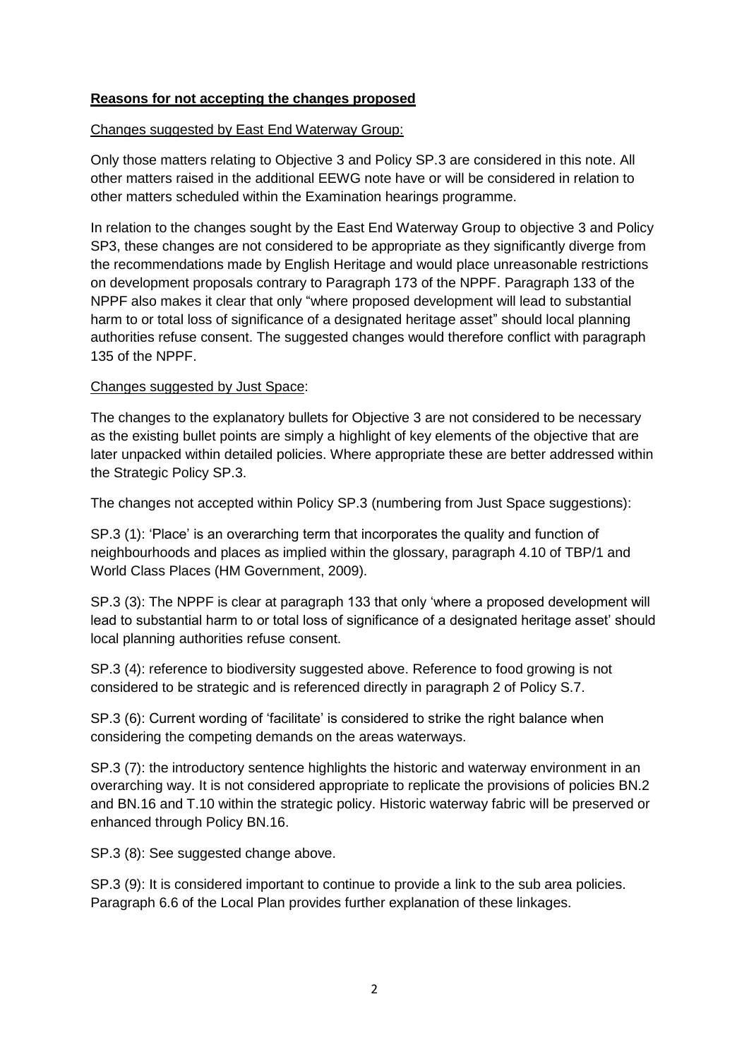## **Reasons for not accepting the changes proposed**

Changes suggested by East End Waterway Group:

Only those matters relating to Objective 3 and Policy SP.3 are considered in this note. All other matters raised in the additional EEWG note have or will be considered in relation to other matters scheduled within the Examination hearings programme.

In relation to the changes sought by the East End Waterway Group to objective 3 and Policy SP3, these changes are not considered to be appropriate as they significantly diverge from the recommendations made by English Heritage and would place unreasonable restrictions on development proposals contrary to Paragraph 173 of the NPPF. Paragraph 133 of the NPPF also makes it clear that only "where proposed development will lead to substantial harm to or total loss of significance of a designated heritage asset" should local planning authorities refuse consent. The suggested changes would therefore conflict with paragraph 135 of the NPPF.

Changes suggested by Just Space:

The changes to the explanatory bullets for Objective 3 are not considered to be necessary as the existing bullet points are simply a highlight of key elements of the objective that are later unpacked within detailed policies. Where appropriate these are better addressed within the Strategic Policy SP.3.

The changes not accepted within Policy SP.3 (numbering from Just Space suggestions):

SP.3 (1): 'Place' is an overarching term that incorporates the quality and function of neighbourhoods and places as implied within the glossary, paragraph 4.10 of TBP/1 and World Class Places (HM Government, 2009).

SP.3 (3): The NPPF is clear at paragraph 133 that only 'where a proposed development will lead to substantial harm to or total loss of significance of a designated heritage asset' should local planning authorities refuse consent.

SP.3 (4): reference to biodiversity suggested above. Reference to food growing is not considered to be strategic and is referenced directly in paragraph 2 of Policy S.7.

SP.3 (6): Current wording of 'facilitate' is considered to strike the right balance when considering the competing demands on the areas waterways.

SP.3 (7): the introductory sentence highlights the historic and waterway environment in an overarching way. It is not considered appropriate to replicate the provisions of policies BN.2 and BN.16 and T.10 within the strategic policy. Historic waterway fabric will be preserved or enhanced through Policy BN.16.

SP.3 (8): See suggested change above.

SP.3 (9): It is considered important to continue to provide a link to the sub area policies. Paragraph 6.6 of the Local Plan provides further explanation of these linkages.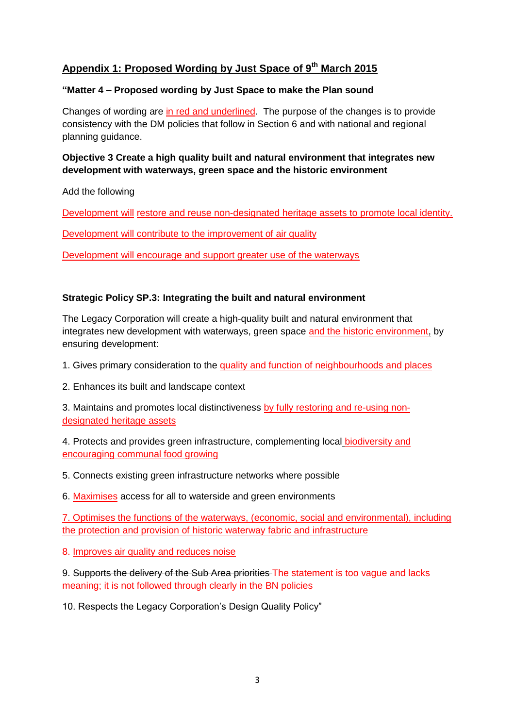## Appendix 1: Proposed Wording by Just Space of 9th March 2015

**"Matter 4 – Proposed wording by Just Space to make the Plan sound**

Changes of wording are <u>in red and underlined</u>. The purpose of the changes is to provide consistency with the DM policies that follow in Section 6 and with national and regional planning guidance.

**Objective 3 Create a high quality built and natural environment that integrates new development with waterways, green space and the historic environment**

Add the following

<u>Development will restore and reuse non-designated heritage assets to promote local identity.</u>

<u>Development will contribute to the improvement of air quality</u>

<u>Development will encourage and support greater use of the waterways</u>

**Strategic Policy SP.3: Integrating the built and natural environment**

The Legacy Corporation will create a high-quality built and natural environment that integrates new development with waterways, green space <u>and the historic environment,</u> by ensuring development:

1. Gives primary consideration to the <u>quality and function of neighbourhoods and places</u>

2. Enhances its built and landscape context

3. Maintains and promotes local distinctiveness <u>by fully restoring and re-using non-designated heritage assets</u>

4. Protects and provides green infrastructure, complementing local <u>biodiversity and encouraging communal food growing</u>

5. Connects existing green infrastructure networks where possible

6. <u>Maximises</u> access for all to waterside and green environments

<u>7. Optimises the functions of the waterways, (economic, social and environmental), including the protection and provision of historic waterway fabric and infrastructure</u>

<u>8. Improves air quality and reduces noise</u>

9. ~~Supports the delivery of the Sub Area priorities~~ The statement is too vague and lacks meaning; it is not followed through clearly in the BN policies

10. Respects the Legacy Corporation's Design Quality Policy"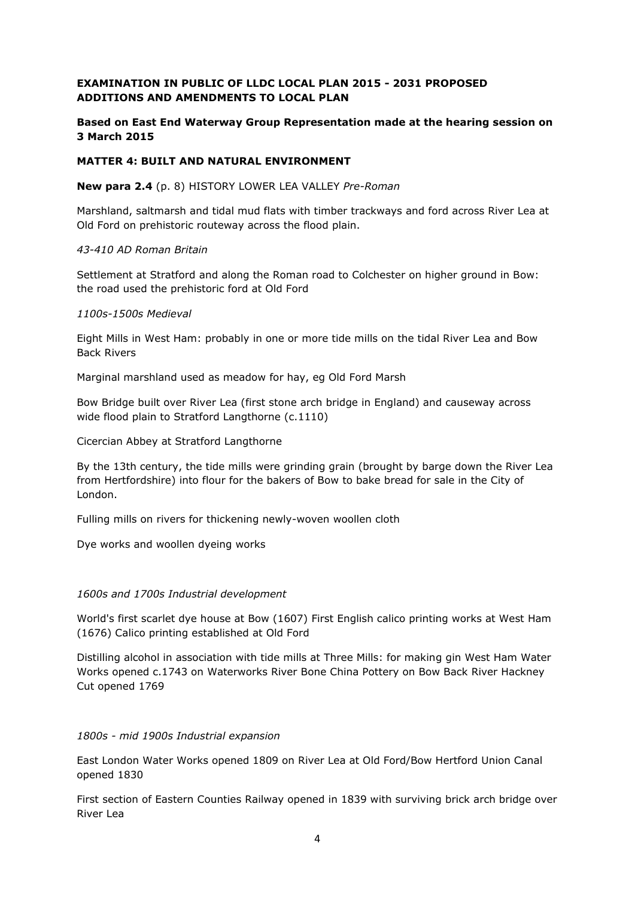**EXAMINATION IN PUBLIC OF LLDC LOCAL PLAN 2015 - 2031 PROPOSED ADDITIONS AND AMENDMENTS TO LOCAL PLAN**

**Based on East End Waterway Group Representation made at the hearing session on 3 March 2015**

**MATTER 4: BUILT AND NATURAL ENVIRONMENT**

**New para 2.4** (p. 8) HISTORY LOWER LEA VALLEY *Pre-Roman*

Marshland, saltmarsh and tidal mud flats with timber trackways and ford across River Lea at Old Ford on prehistoric routeway across the flood plain.

*43-410 AD Roman Britain*

Settlement at Stratford and along the Roman road to Colchester on higher ground in Bow: the road used the prehistoric ford at Old Ford

*1100s-1500s Medieval*

Eight Mills in West Ham: probably in one or more tide mills on the tidal River Lea and Bow Back Rivers

Marginal marshland used as meadow for hay, eg Old Ford Marsh

Bow Bridge built over River Lea (first stone arch bridge in England) and causeway across wide flood plain to Stratford Langthorne (c.1110)

Cicercian Abbey at Stratford Langthorne

By the 13th century, the tide mills were grinding grain (brought by barge down the River Lea from Hertfordshire) into flour for the bakers of Bow to bake bread for sale in the City of London.

Fulling mills on rivers for thickening newly-woven woollen cloth

Dye works and woollen dyeing works

*1600s and 1700s Industrial development*

World's first scarlet dye house at Bow (1607) First English calico printing works at West Ham (1676) Calico printing established at Old Ford

Distilling alcohol in association with tide mills at Three Mills: for making gin West Ham Water Works opened c.1743 on Waterworks River Bone China Pottery on Bow Back River Hackney Cut opened 1769

*1800s - mid 1900s Industrial expansion*

East London Water Works opened 1809 on River Lea at Old Ford/Bow Hertford Union Canal opened 1830

First section of Eastern Counties Railway opened in 1839 with surviving brick arch bridge over River Lea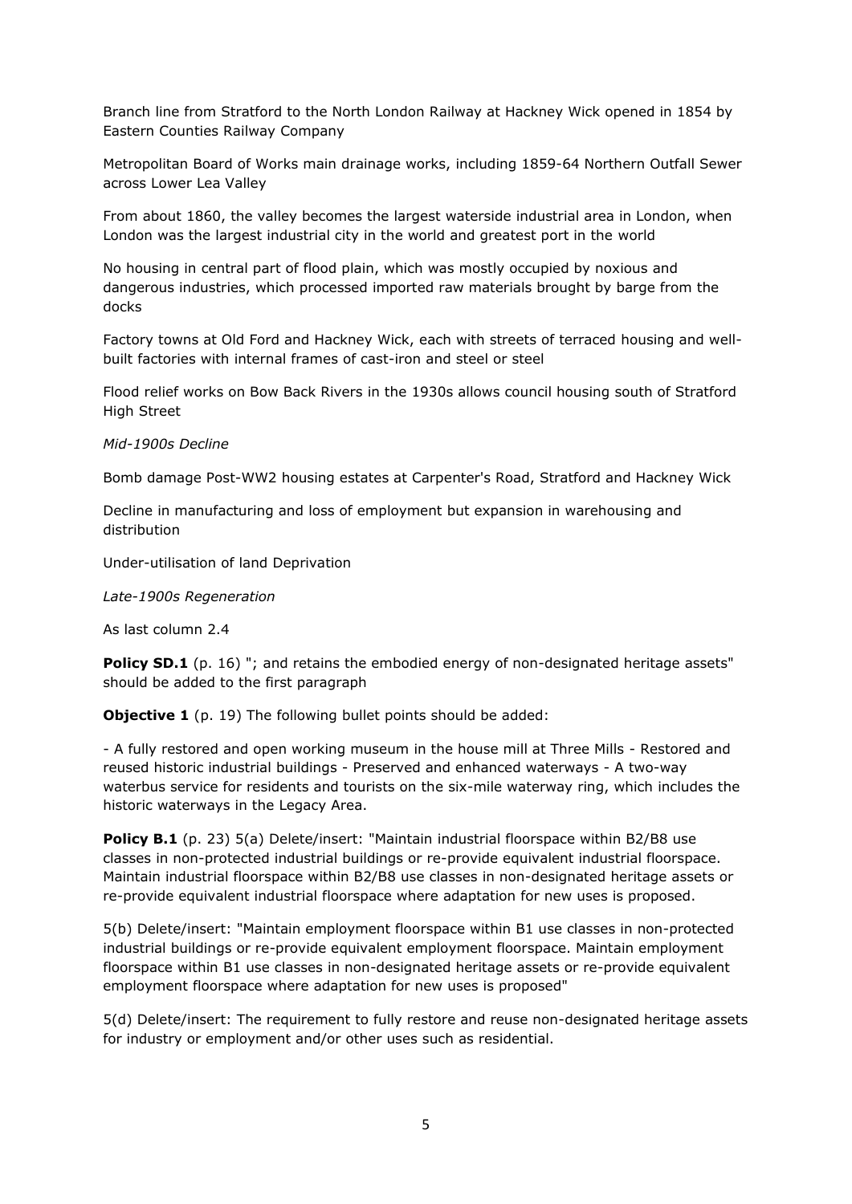Branch line from Stratford to the North London Railway at Hackney Wick opened in 1854 by Eastern Counties Railway Company

Metropolitan Board of Works main drainage works, including 1859-64 Northern Outfall Sewer across Lower Lea Valley

From about 1860, the valley becomes the largest waterside industrial area in London, when London was the largest industrial city in the world and greatest port in the world

No housing in central part of flood plain, which was mostly occupied by noxious and dangerous industries, which processed imported raw materials brought by barge from the docks

Factory towns at Old Ford and Hackney Wick, each with streets of terraced housing and well-built factories with internal frames of cast-iron and steel or steel

Flood relief works on Bow Back Rivers in the 1930s allows council housing south of Stratford High Street

*Mid-1900s Decline*

Bomb damage Post-WW2 housing estates at Carpenter's Road, Stratford and Hackney Wick

Decline in manufacturing and loss of employment but expansion in warehousing and distribution

Under-utilisation of land Deprivation

*Late-1900s Regeneration*

As last column 2.4

**Policy SD.1** (p. 16) "; and retains the embodied energy of non-designated heritage assets" should be added to the first paragraph

**Objective 1** (p. 19) The following bullet points should be added:

- A fully restored and open working museum in the house mill at Three Mills - Restored and reused historic industrial buildings - Preserved and enhanced waterways - A two-way waterbus service for residents and tourists on the six-mile waterway ring, which includes the historic waterways in the Legacy Area.

**Policy B.1** (p. 23) 5(a) Delete/insert: "Maintain industrial floorspace within B2/B8 use classes in non-protected industrial buildings or re-provide equivalent industrial floorspace. Maintain industrial floorspace within B2/B8 use classes in non-designated heritage assets or re-provide equivalent industrial floorspace where adaptation for new uses is proposed.

5(b) Delete/insert: "Maintain employment floorspace within B1 use classes in non-protected industrial buildings or re-provide equivalent employment floorspace. Maintain employment floorspace within B1 use classes in non-designated heritage assets or re-provide equivalent employment floorspace where adaptation for new uses is proposed"

5(d) Delete/insert: The requirement to fully restore and reuse non-designated heritage assets for industry or employment and/or other uses such as residential.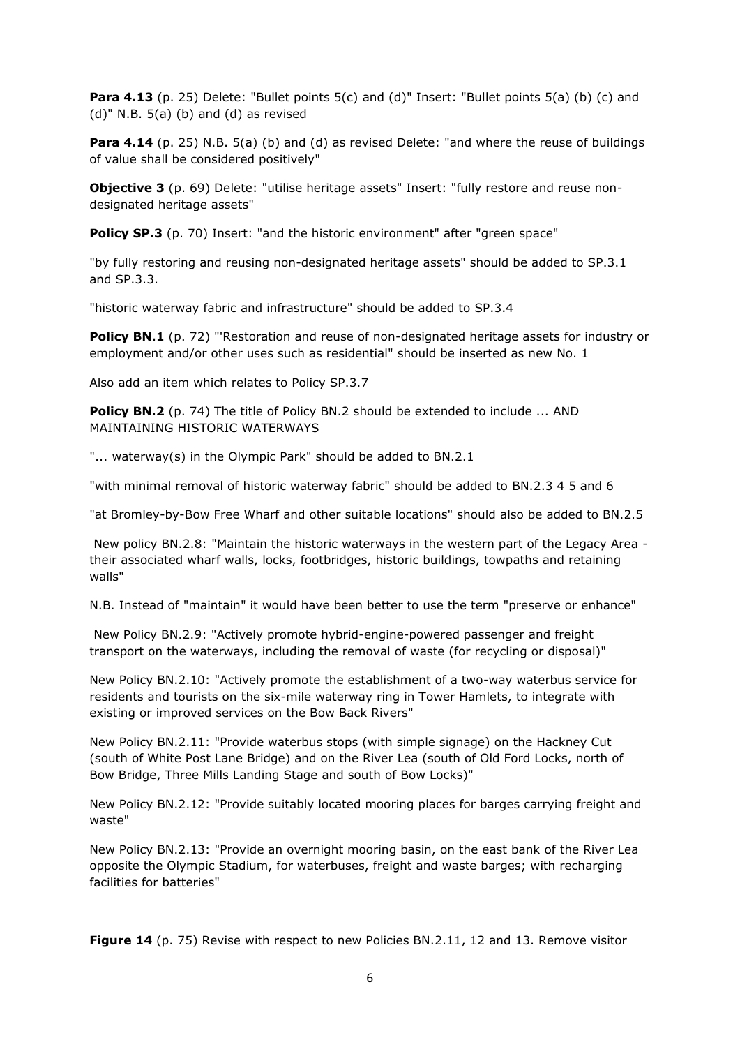**Para 4.13** (p. 25) Delete: "Bullet points 5(c) and (d)" Insert: "Bullet points 5(a) (b) (c) and (d)" N.B. 5(a) (b) and (d) as revised

**Para 4.14** (p. 25) N.B. 5(a) (b) and (d) as revised Delete: "and where the reuse of buildings of value shall be considered positively"

**Objective 3** (p. 69) Delete: "utilise heritage assets" Insert: "fully restore and reuse non-designated heritage assets"

**Policy SP.3** (p. 70) Insert: "and the historic environment" after "green space"

"by fully restoring and reusing non-designated heritage assets" should be added to SP.3.1 and SP.3.3.

"historic waterway fabric and infrastructure" should be added to SP.3.4

**Policy BN.1** (p. 72) "'Restoration and reuse of non-designated heritage assets for industry or employment and/or other uses such as residential" should be inserted as new No. 1

Also add an item which relates to Policy SP.3.7

**Policy BN.2** (p. 74) The title of Policy BN.2 should be extended to include ... AND MAINTAINING HISTORIC WATERWAYS

"... waterway(s) in the Olympic Park" should be added to BN.2.1

"with minimal removal of historic waterway fabric" should be added to BN.2.3 4 5 and 6

"at Bromley-by-Bow Free Wharf and other suitable locations" should also be added to BN.2.5

New policy BN.2.8: "Maintain the historic waterways in the western part of the Legacy Area - their associated wharf walls, locks, footbridges, historic buildings, towpaths and retaining walls"

N.B. Instead of "maintain" it would have been better to use the term "preserve or enhance"

New Policy BN.2.9: "Actively promote hybrid-engine-powered passenger and freight transport on the waterways, including the removal of waste (for recycling or disposal)"

New Policy BN.2.10: "Actively promote the establishment of a two-way waterbus service for residents and tourists on the six-mile waterway ring in Tower Hamlets, to integrate with existing or improved services on the Bow Back Rivers"

New Policy BN.2.11: "Provide waterbus stops (with simple signage) on the Hackney Cut (south of White Post Lane Bridge) and on the River Lea (south of Old Ford Locks, north of Bow Bridge, Three Mills Landing Stage and south of Bow Locks)"

New Policy BN.2.12: "Provide suitably located mooring places for barges carrying freight and waste"

New Policy BN.2.13: "Provide an overnight mooring basin, on the east bank of the River Lea opposite the Olympic Stadium, for waterbuses, freight and waste barges; with recharging facilities for batteries"

**Figure 14** (p. 75) Revise with respect to new Policies BN.2.11, 12 and 13. Remove visitor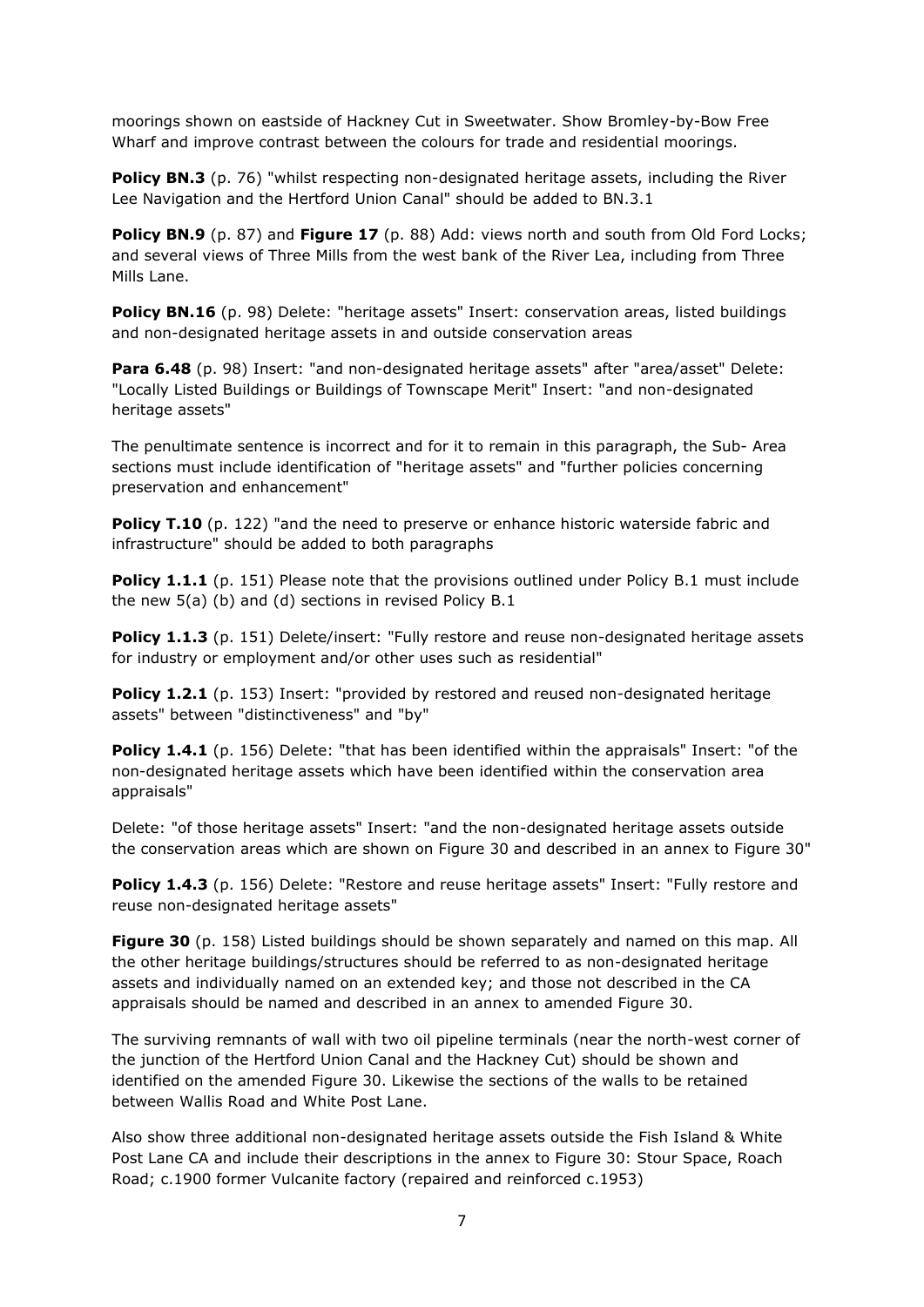moorings shown on eastside of Hackney Cut in Sweetwater. Show Bromley-by-Bow Free Wharf and improve contrast between the colours for trade and residential moorings.

**Policy BN.3** (p. 76) "whilst respecting non-designated heritage assets, including the River Lee Navigation and the Hertford Union Canal" should be added to BN.3.1

**Policy BN.9** (p. 87) and **Figure 17** (p. 88) Add: views north and south from Old Ford Locks; and several views of Three Mills from the west bank of the River Lea, including from Three Mills Lane.

**Policy BN.16** (p. 98) Delete: "heritage assets" Insert: conservation areas, listed buildings and non-designated heritage assets in and outside conservation areas

**Para 6.48** (p. 98) Insert: "and non-designated heritage assets" after "area/asset" Delete: "Locally Listed Buildings or Buildings of Townscape Merit" Insert: "and non-designated heritage assets"

The penultimate sentence is incorrect and for it to remain in this paragraph, the Sub- Area sections must include identification of "heritage assets" and "further policies concerning preservation and enhancement"

**Policy T.10** (p. 122) "and the need to preserve or enhance historic waterside fabric and infrastructure" should be added to both paragraphs

**Policy 1.1.1** (p. 151) Please note that the provisions outlined under Policy B.1 must include the new 5(a) (b) and (d) sections in revised Policy B.1

**Policy 1.1.3** (p. 151) Delete/insert: "Fully restore and reuse non-designated heritage assets for industry or employment and/or other uses such as residential"

**Policy 1.2.1** (p. 153) Insert: "provided by restored and reused non-designated heritage assets" between "distinctiveness" and "by"

**Policy 1.4.1** (p. 156) Delete: "that has been identified within the appraisals" Insert: "of the non-designated heritage assets which have been identified within the conservation area appraisals"

Delete: "of those heritage assets" Insert: "and the non-designated heritage assets outside the conservation areas which are shown on Figure 30 and described in an annex to Figure 30"

**Policy 1.4.3** (p. 156) Delete: "Restore and reuse heritage assets" Insert: "Fully restore and reuse non-designated heritage assets"

**Figure 30** (p. 158) Listed buildings should be shown separately and named on this map. All the other heritage buildings/structures should be referred to as non-designated heritage assets and individually named on an extended key; and those not described in the CA appraisals should be named and described in an annex to amended Figure 30.

The surviving remnants of wall with two oil pipeline terminals (near the north-west corner of the junction of the Hertford Union Canal and the Hackney Cut) should be shown and identified on the amended Figure 30. Likewise the sections of the walls to be retained between Wallis Road and White Post Lane.

Also show three additional non-designated heritage assets outside the Fish Island & White Post Lane CA and include their descriptions in the annex to Figure 30: Stour Space, Roach Road; c.1900 former Vulcanite factory (repaired and reinforced c.1953)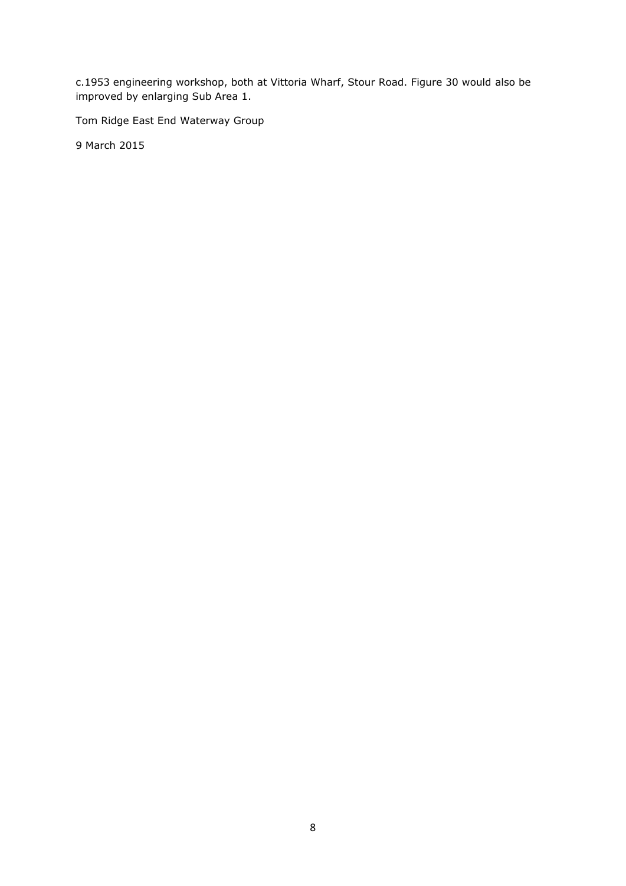c.1953 engineering workshop, both at Vittoria Wharf, Stour Road. Figure 30 would also be improved by enlarging Sub Area 1.

Tom Ridge East End Waterway Group

9 March 2015